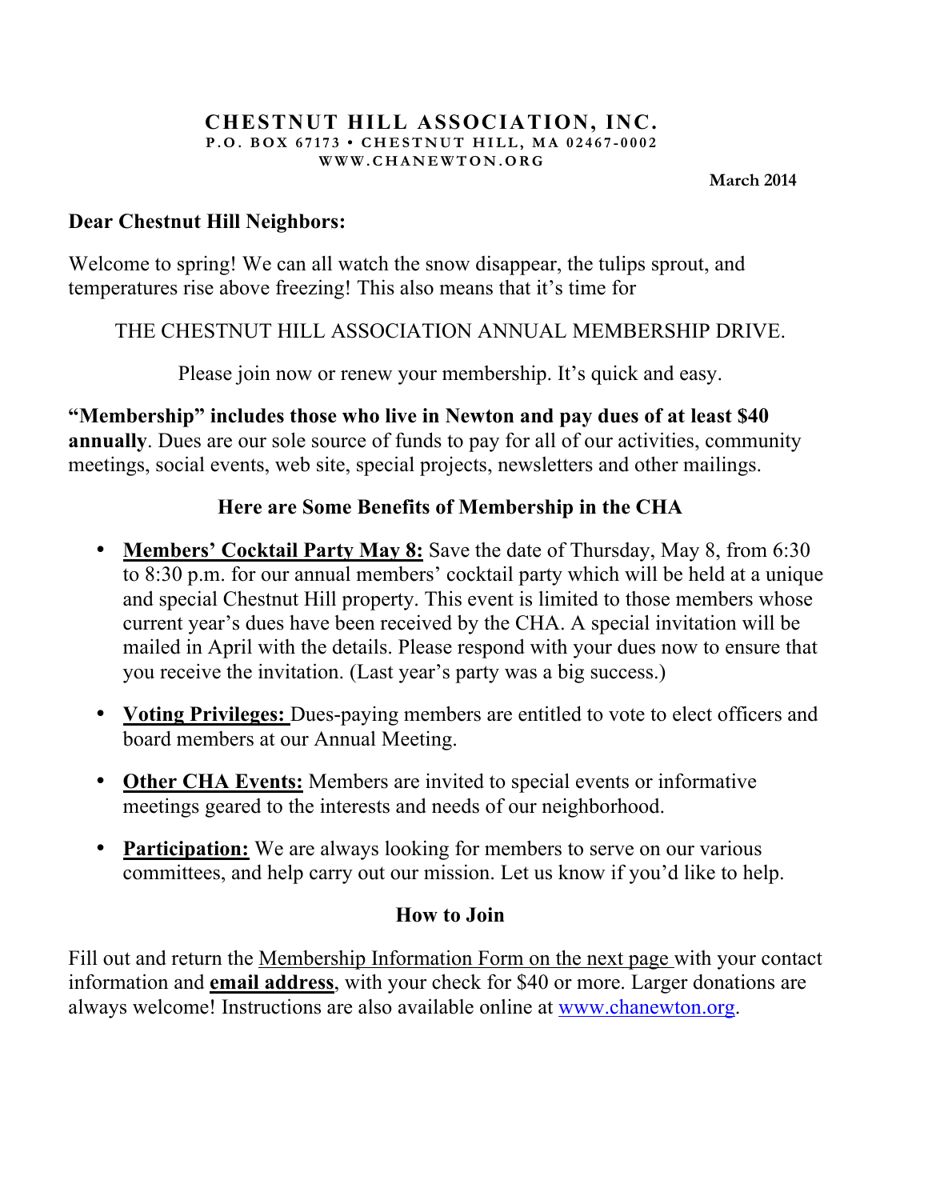**CHESTNUT HILL ASSOCIATION, INC.**
**P.O. BOX 67173 • CHESTNUT HILL, MA 02467-0002**
**WWW.CHANEWTON.ORG**

**March 2014**

**Dear Chestnut Hill Neighbors:**

Welcome to spring! We can all watch the snow disappear, the tulips sprout, and temperatures rise above freezing! This also means that it's time for

THE CHESTNUT HILL ASSOCIATION ANNUAL MEMBERSHIP DRIVE.

Please join now or renew your membership. It's quick and easy.

**"Membership" includes those who live in Newton and pay dues of at least $40 annually**. Dues are our sole source of funds to pay for all of our activities, community meetings, social events, web site, special projects, newsletters and other mailings.

## Here are Some Benefits of Membership in the CHA

- **Members' Cocktail Party May 8:** Save the date of Thursday, May 8, from 6:30 to 8:30 p.m. for our annual members' cocktail party which will be held at a unique and special Chestnut Hill property. This event is limited to those members whose current year's dues have been received by the CHA. A special invitation will be mailed in April with the details. Please respond with your dues now to ensure that you receive the invitation. (Last year's party was a big success.)
- **Voting Privileges:** Dues-paying members are entitled to vote to elect officers and board members at our Annual Meeting.
- **Other CHA Events:** Members are invited to special events or informative meetings geared to the interests and needs of our neighborhood.
- **Participation:** We are always looking for members to serve on our various committees, and help carry out our mission. Let us know if you'd like to help.

## How to Join

Fill out and return the Membership Information Form on the next page with your contact information and **email address**, with your check for $40 or more. Larger donations are always welcome! Instructions are also available online at www.chanewton.org.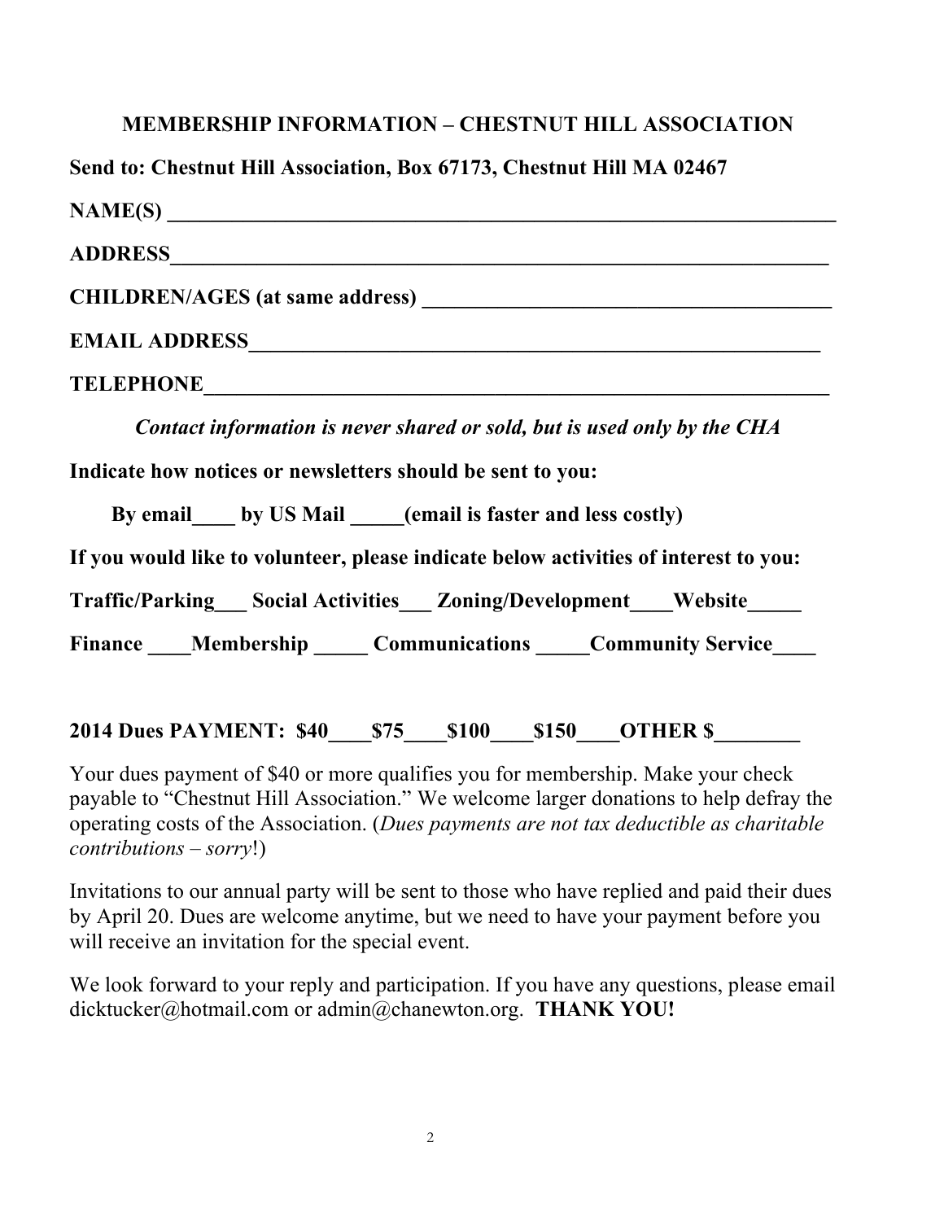## MEMBERSHIP INFORMATION – CHESTNUT HILL ASSOCIATION

**Send to: Chestnut Hill Association, Box 67173, Chestnut Hill MA 02467**

**NAME(S) ________________________________________________________________**

**ADDRESS_______________________________________________________________**

**CHILDREN/AGES (at same address) ______________________________________**

**EMAIL ADDRESS_________________________________________________________**

**TELEPHONE_____________________________________________________________**

***Contact information is never shared or sold, but is used only by the CHA***

**Indicate how notices or newsletters should be sent to you:**

**By email____ by US Mail _____(email is faster and less costly)**

**If you would like to volunteer, please indicate below activities of interest to you:**

**Traffic/Parking___ Social Activities___ Zoning/Development____Website_____**

**Finance ____Membership _____ Communications _____Community Service____**

**2014 Dues PAYMENT: $40____$75____$100____$150____OTHER $________**

Your dues payment of $40 or more qualifies you for membership. Make your check payable to "Chestnut Hill Association." We welcome larger donations to help defray the operating costs of the Association. (*Dues payments are not tax deductible as charitable contributions – sorry*!)

Invitations to our annual party will be sent to those who have replied and paid their dues by April 20. Dues are welcome anytime, but we need to have your payment before you will receive an invitation for the special event.

We look forward to your reply and participation. If you have any questions, please email dicktucker@hotmail.com or admin@chanewton.org. **THANK YOU!**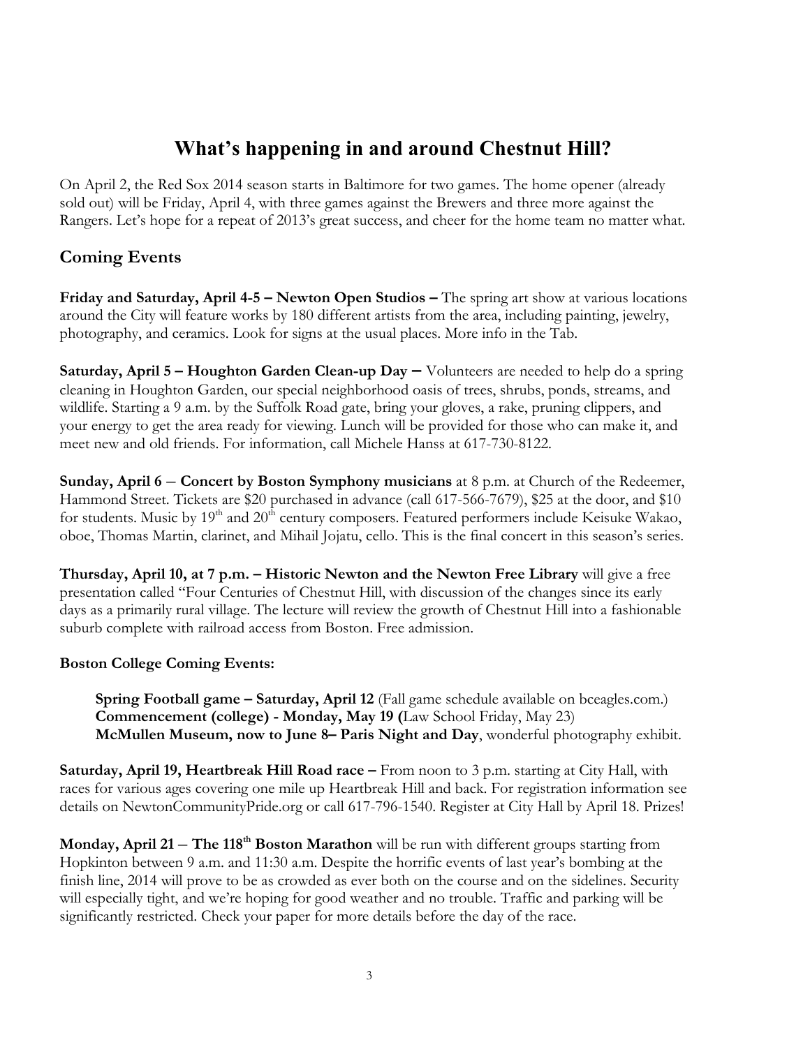# What's happening in and around Chestnut Hill?

On April 2, the Red Sox 2014 season starts in Baltimore for two games. The home opener (already sold out) will be Friday, April 4, with three games against the Brewers and three more against the Rangers. Let's hope for a repeat of 2013's great success, and cheer for the home team no matter what.

## Coming Events

**Friday and Saturday, April 4-5 – Newton Open Studios –** The spring art show at various locations around the City will feature works by 180 different artists from the area, including painting, jewelry, photography, and ceramics. Look for signs at the usual places. More info in the Tab.

**Saturday, April 5 – Houghton Garden Clean-up Day –** Volunteers are needed to help do a spring cleaning in Houghton Garden, our special neighborhood oasis of trees, shrubs, ponds, streams, and wildlife. Starting a 9 a.m. by the Suffolk Road gate, bring your gloves, a rake, pruning clippers, and your energy to get the area ready for viewing. Lunch will be provided for those who can make it, and meet new and old friends. For information, call Michele Hanss at 617-730-8122.

**Sunday, April 6** – **Concert by Boston Symphony musicians** at 8 p.m. at Church of the Redeemer, Hammond Street. Tickets are $20 purchased in advance (call 617-566-7679), $25 at the door, and $10 for students. Music by 19th and 20th century composers. Featured performers include Keisuke Wakao, oboe, Thomas Martin, clarinet, and Mihail Jojatu, cello. This is the final concert in this season's series.

**Thursday, April 10, at 7 p.m. – Historic Newton and the Newton Free Library** will give a free presentation called "Four Centuries of Chestnut Hill, with discussion of the changes since its early days as a primarily rural village. The lecture will review the growth of Chestnut Hill into a fashionable suburb complete with railroad access from Boston. Free admission.

**Boston College Coming Events:**

> **Spring Football game – Saturday, April 12** (Fall game schedule available on bceagles.com.)
> **Commencement (college) - Monday, May 19 (**Law School Friday, May 23)
> **McMullen Museum, now to June 8– Paris Night and Day**, wonderful photography exhibit.

**Saturday, April 19, Heartbreak Hill Road race –** From noon to 3 p.m. starting at City Hall, with races for various ages covering one mile up Heartbreak Hill and back. For registration information see details on NewtonCommunityPride.org or call 617-796-1540. Register at City Hall by April 18. Prizes!

**Monday, April 21** – **The 118th Boston Marathon** will be run with different groups starting from Hopkinton between 9 a.m. and 11:30 a.m. Despite the horrific events of last year's bombing at the finish line, 2014 will prove to be as crowded as ever both on the course and on the sidelines. Security will especially tight, and we're hoping for good weather and no trouble. Traffic and parking will be significantly restricted. Check your paper for more details before the day of the race.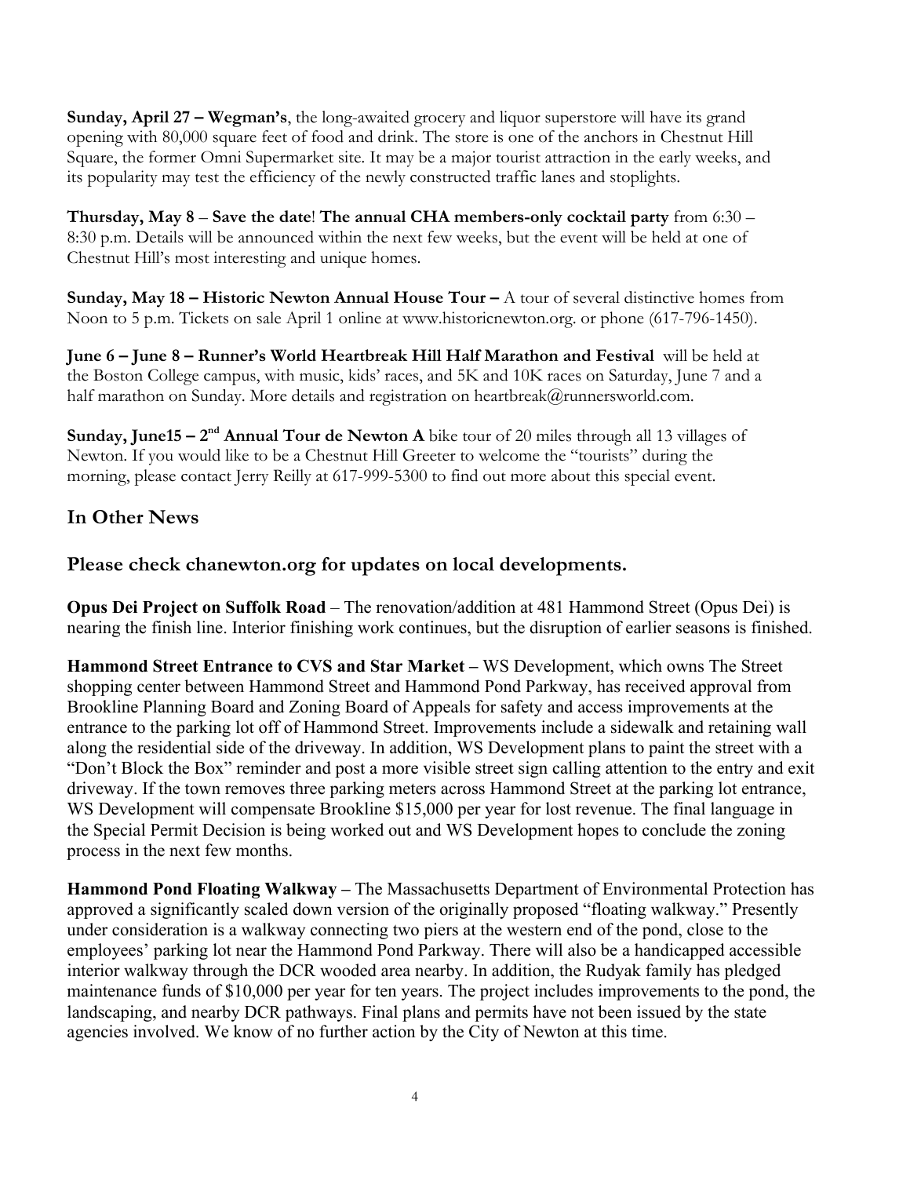**Sunday, April 27 – Wegman's**, the long-awaited grocery and liquor superstore will have its grand opening with 80,000 square feet of food and drink. The store is one of the anchors in Chestnut Hill Square, the former Omni Supermarket site. It may be a major tourist attraction in the early weeks, and its popularity may test the efficiency of the newly constructed traffic lanes and stoplights.

**Thursday, May 8** – **Save the date**! **The annual CHA members-only cocktail party** from 6:30 – 8:30 p.m. Details will be announced within the next few weeks, but the event will be held at one of Chestnut Hill's most interesting and unique homes.

**Sunday, May 18 – Historic Newton Annual House Tour –** A tour of several distinctive homes from Noon to 5 p.m. Tickets on sale April 1 online at www.historicnewton.org. or phone (617-796-1450).

**June 6 – June 8 – Runner's World Heartbreak Hill Half Marathon and Festival** will be held at the Boston College campus, with music, kids' races, and 5K and 10K races on Saturday, June 7 and a half marathon on Sunday. More details and registration on heartbreak@runnersworld.com.

**Sunday, June15 – 2nd Annual Tour de Newton A** bike tour of 20 miles through all 13 villages of Newton. If you would like to be a Chestnut Hill Greeter to welcome the "tourists" during the morning, please contact Jerry Reilly at 617-999-5300 to find out more about this special event.

## In Other News

## Please check chanewton.org for updates on local developments.

**Opus Dei Project on Suffolk Road** – The renovation/addition at 481 Hammond Street (Opus Dei) is nearing the finish line. Interior finishing work continues, but the disruption of earlier seasons is finished.

**Hammond Street Entrance to CVS and Star Market –** WS Development, which owns The Street shopping center between Hammond Street and Hammond Pond Parkway, has received approval from Brookline Planning Board and Zoning Board of Appeals for safety and access improvements at the entrance to the parking lot off of Hammond Street. Improvements include a sidewalk and retaining wall along the residential side of the driveway. In addition, WS Development plans to paint the street with a "Don't Block the Box" reminder and post a more visible street sign calling attention to the entry and exit driveway. If the town removes three parking meters across Hammond Street at the parking lot entrance, WS Development will compensate Brookline $15,000 per year for lost revenue. The final language in the Special Permit Decision is being worked out and WS Development hopes to conclude the zoning process in the next few months.

**Hammond Pond Floating Walkway –** The Massachusetts Department of Environmental Protection has approved a significantly scaled down version of the originally proposed "floating walkway." Presently under consideration is a walkway connecting two piers at the western end of the pond, close to the employees' parking lot near the Hammond Pond Parkway. There will also be a handicapped accessible interior walkway through the DCR wooded area nearby. In addition, the Rudyak family has pledged maintenance funds of $10,000 per year for ten years. The project includes improvements to the pond, the landscaping, and nearby DCR pathways. Final plans and permits have not been issued by the state agencies involved. We know of no further action by the City of Newton at this time.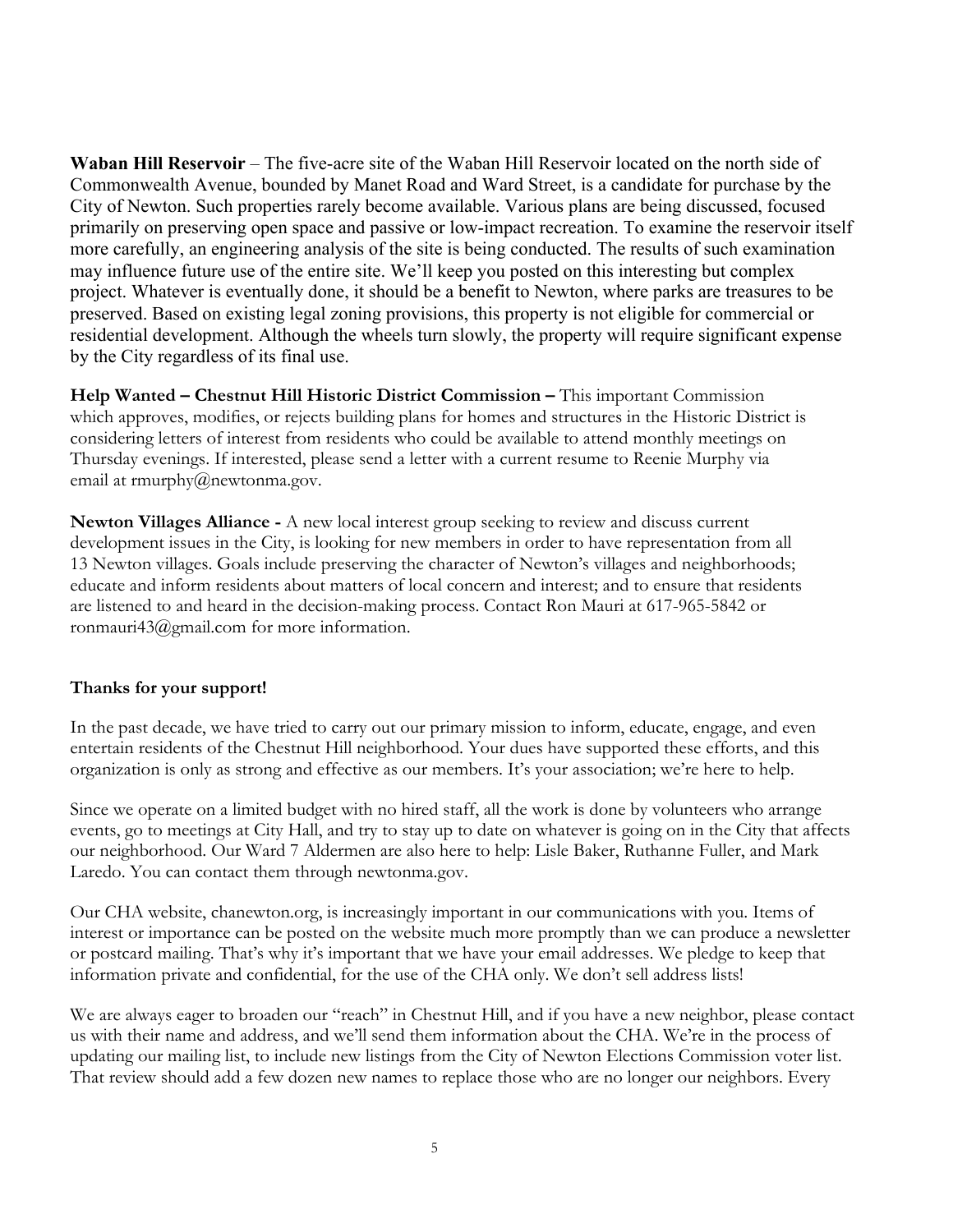**Waban Hill Reservoir** – The five-acre site of the Waban Hill Reservoir located on the north side of Commonwealth Avenue, bounded by Manet Road and Ward Street, is a candidate for purchase by the City of Newton. Such properties rarely become available. Various plans are being discussed, focused primarily on preserving open space and passive or low-impact recreation. To examine the reservoir itself more carefully, an engineering analysis of the site is being conducted. The results of such examination may influence future use of the entire site. We'll keep you posted on this interesting but complex project. Whatever is eventually done, it should be a benefit to Newton, where parks are treasures to be preserved. Based on existing legal zoning provisions, this property is not eligible for commercial or residential development. Although the wheels turn slowly, the property will require significant expense by the City regardless of its final use.

**Help Wanted – Chestnut Hill Historic District Commission –** This important Commission which approves, modifies, or rejects building plans for homes and structures in the Historic District is considering letters of interest from residents who could be available to attend monthly meetings on Thursday evenings. If interested, please send a letter with a current resume to Reenie Murphy via email at rmurphy@newtonma.gov.

**Newton Villages Alliance -** A new local interest group seeking to review and discuss current development issues in the City, is looking for new members in order to have representation from all 13 Newton villages. Goals include preserving the character of Newton's villages and neighborhoods; educate and inform residents about matters of local concern and interest; and to ensure that residents are listened to and heard in the decision-making process. Contact Ron Mauri at 617-965-5842 or ronmauri43@gmail.com for more information.

**Thanks for your support!**

In the past decade, we have tried to carry out our primary mission to inform, educate, engage, and even entertain residents of the Chestnut Hill neighborhood. Your dues have supported these efforts, and this organization is only as strong and effective as our members. It's your association; we're here to help.

Since we operate on a limited budget with no hired staff, all the work is done by volunteers who arrange events, go to meetings at City Hall, and try to stay up to date on whatever is going on in the City that affects our neighborhood. Our Ward 7 Aldermen are also here to help: Lisle Baker, Ruthanne Fuller, and Mark Laredo. You can contact them through newtonma.gov.

Our CHA website, chanewton.org, is increasingly important in our communications with you. Items of interest or importance can be posted on the website much more promptly than we can produce a newsletter or postcard mailing. That's why it's important that we have your email addresses. We pledge to keep that information private and confidential, for the use of the CHA only. We don't sell address lists!

We are always eager to broaden our "reach" in Chestnut Hill, and if you have a new neighbor, please contact us with their name and address, and we'll send them information about the CHA. We're in the process of updating our mailing list, to include new listings from the City of Newton Elections Commission voter list. That review should add a few dozen new names to replace those who are no longer our neighbors. Every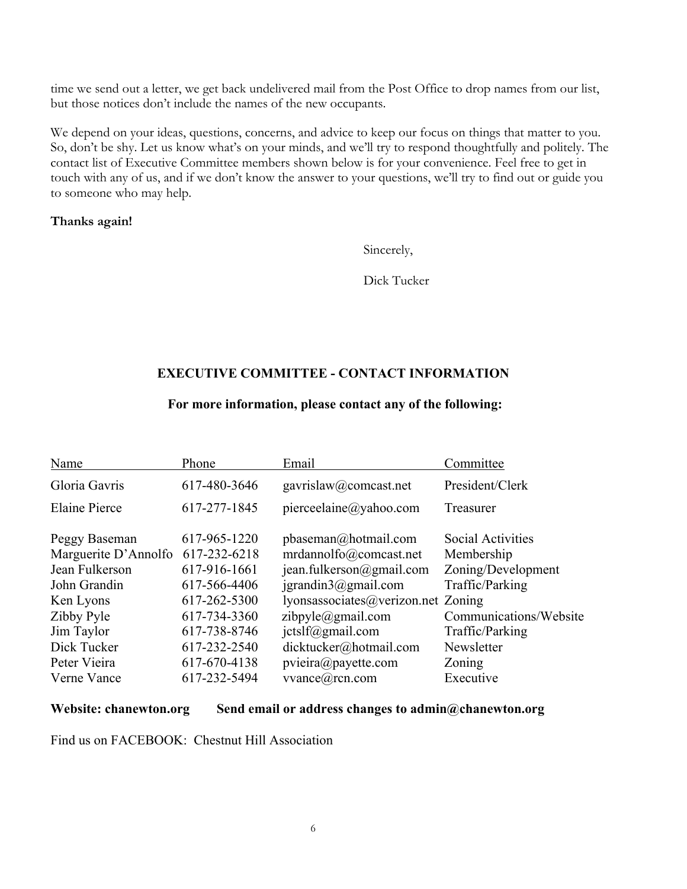time we send out a letter, we get back undelivered mail from the Post Office to drop names from our list, but those notices don't include the names of the new occupants.

We depend on your ideas, questions, concerns, and advice to keep our focus on things that matter to you. So, don't be shy. Let us know what's on your minds, and we'll try to respond thoughtfully and politely. The contact list of Executive Committee members shown below is for your convenience. Feel free to get in touch with any of us, and if we don't know the answer to your questions, we'll try to find out or guide you to someone who may help.

**Thanks again!**

Sincerely,

Dick Tucker

## EXECUTIVE COMMITTEE - CONTACT INFORMATION

**For more information, please contact any of the following:**

| Name | Phone | Email | Committee |
|---|---|---|---|
| Gloria Gavris | 617-480-3646 | gavrislaw@comcast.net | President/Clerk |
| Elaine Pierce | 617-277-1845 | pierceelaine@yahoo.com | Treasurer |
| Peggy Baseman | 617-965-1220 | pbaseman@hotmail.com | Social Activities |
| Marguerite D'Annolfo | 617-232-6218 | mrdannolfo@comcast.net | Membership |
| Jean Fulkerson | 617-916-1661 | jean.fulkerson@gmail.com | Zoning/Development |
| John Grandin | 617-566-4406 | jgrandin3@gmail.com | Traffic/Parking |
| Ken Lyons | 617-262-5300 | lyonsassociates@verizon.net | Zoning |
| Zibby Pyle | 617-734-3360 | zibpyle@gmail.com | Communications/Website |
| Jim Taylor | 617-738-8746 | jctslf@gmail.com | Traffic/Parking |
| Dick Tucker | 617-232-2540 | dicktucker@hotmail.com | Newsletter |
| Peter Vieira | 617-670-4138 | pvieira@payette.com | Zoning |
| Verne Vance | 617-232-5494 | vvance@rcn.com | Executive |

**Website: chanewton.org** **Send email or address changes to admin@chanewton.org**

Find us on FACEBOOK: Chestnut Hill Association